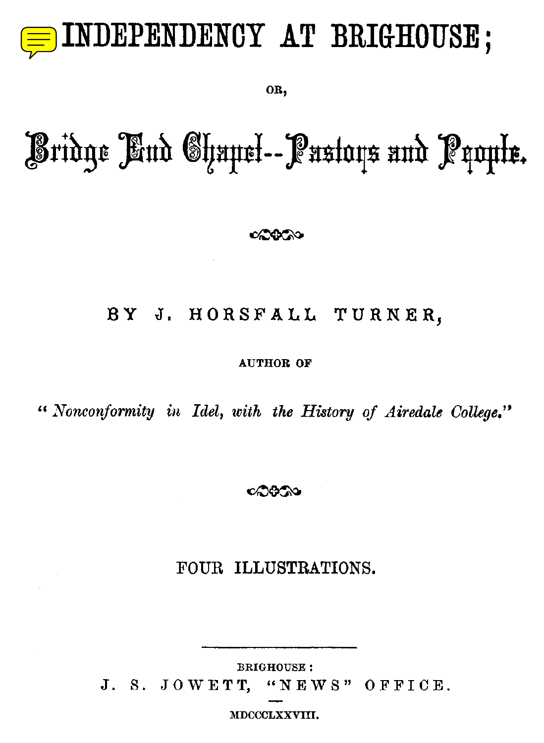# INDEPENDENCY AT BRIGHOUSE;

OR,

# Bridge End Chapel--Pastors and People.

BY J. HORSFALL TURNER,

AUTHOR OF

*"Nonconformity in Idel, with the History of Airedale College."*

FOUR ILLUSTRATIONS.

BRIGHOUSE:

J. S. JOWETT, "NEWS" OFFICE.

MDCCCLXXVIII.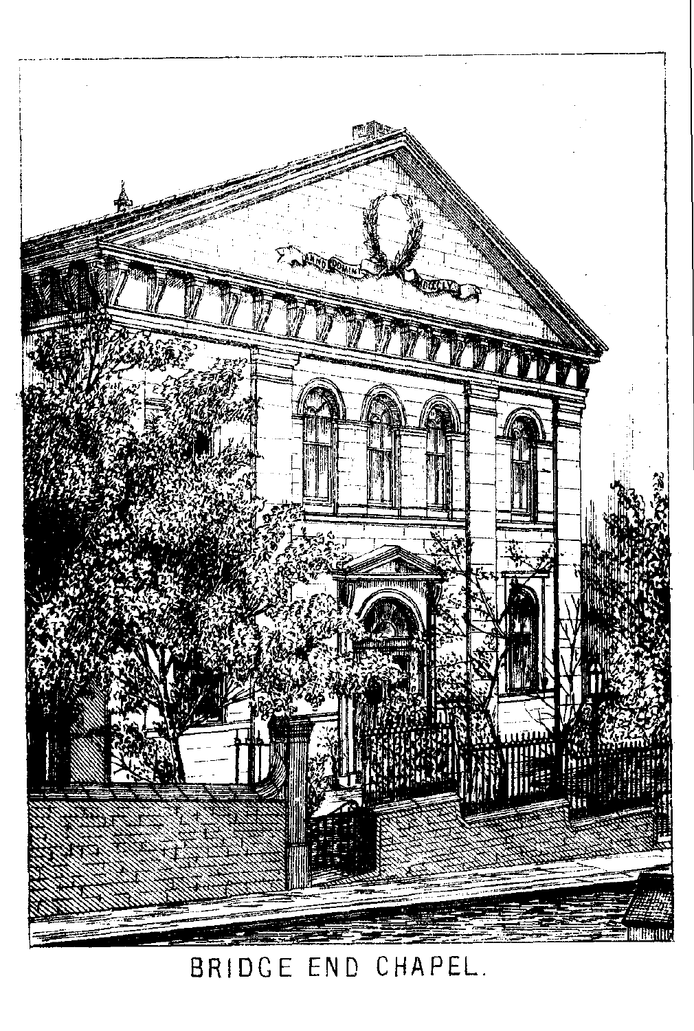BRIDGE END CHAPEL.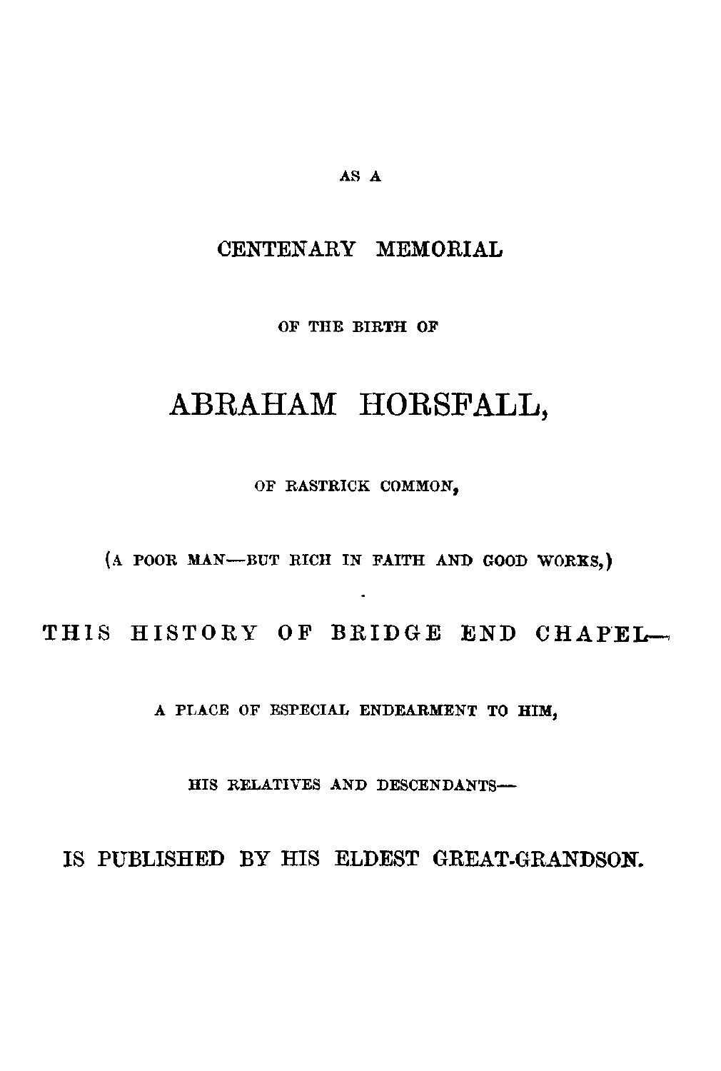AS A

CENTENARY MEMORIAL

OF THE BIRTH OF

# ABRAHAM HORSFALL,

OF RASTRICK COMMON,

(A POOR MAN—BUT RICH IN FAITH AND GOOD WORKS,)

THIS HISTORY OF BRIDGE END CHAPEL—

A PLACE OF ESPECIAL ENDEARMENT TO HIM,

HIS RELATIVES AND DESCENDANTS—

IS PUBLISHED BY HIS ELDEST GREAT-GRANDSON.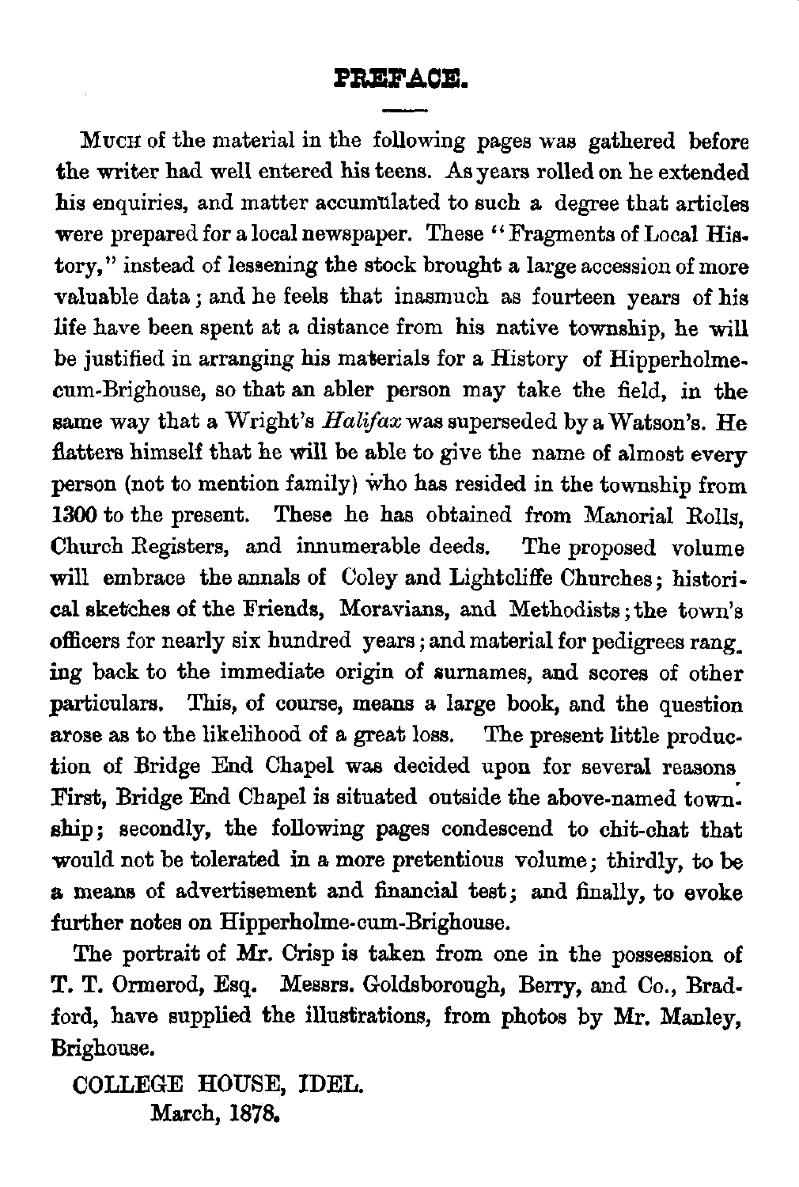# PREFACE.

Much of the material in the following pages was gathered before the writer had well entered his teens. As years rolled on he extended his enquiries, and matter accumulated to such a degree that articles were prepared for a local newspaper. These "Fragments of Local History," instead of lessening the stock brought a large accession of more valuable data; and he feels that inasmuch as fourteen years of his life have been spent at a distance from his native township, he will be justified in arranging his materials for a History of Hipperholme-cum-Brighouse, so that an abler person may take the field, in the same way that a Wright's *Halifax* was superseded by a Watson's. He flatters himself that he will be able to give the name of almost every person (not to mention family) who has resided in the township from 1300 to the present. These he has obtained from Manorial Rolls, Church Registers, and innumerable deeds. The proposed volume will embrace the annals of Coley and Lightcliffe Churches; historical sketches of the Friends, Moravians, and Methodists; the town's officers for nearly six hundred years; and material for pedigrees ranging back to the immediate origin of surnames, and scores of other particulars. This, of course, means a large book, and the question arose as to the likelihood of a great loss. The present little production of Bridge End Chapel was decided upon for several reasons. First, Bridge End Chapel is situated outside the above-named township; secondly, the following pages condescend to chit-chat that would not be tolerated in a more pretentious volume; thirdly, to be a means of advertisement and financial test; and finally, to evoke further notes on Hipperholme-cum-Brighouse.

The portrait of Mr. Crisp is taken from one in the possession of T. T. Ormerod, Esq. Messrs. Goldsborough, Berry, and Co., Bradford, have supplied the illustrations, from photos by Mr. Manley, Brighouse.

COLLEGE HOUSE, IDEL.
March, 1878.